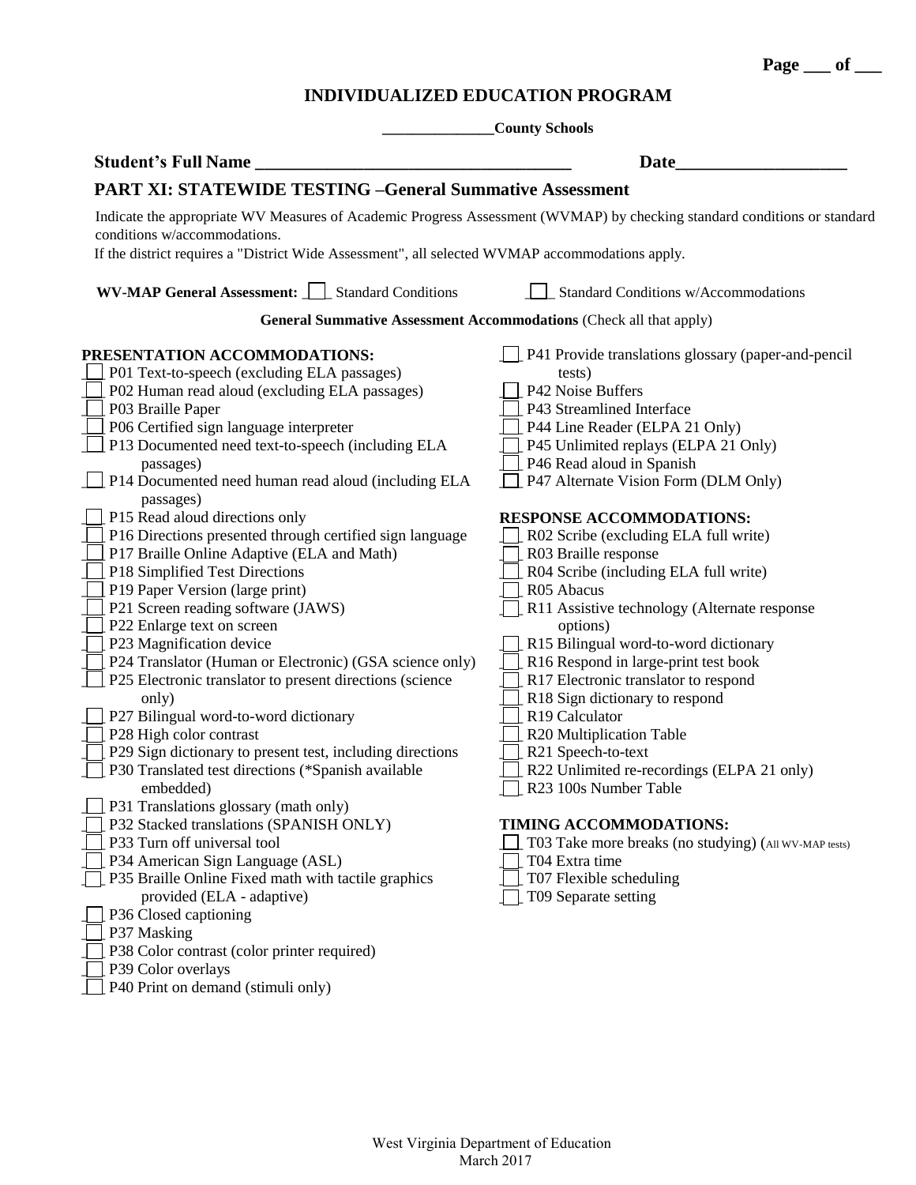# INDIVIDUALIZED EDUCATION PROGRAM

______________County Schools

**Student's Full Name ____________________________________** **Date___________________**

## PART XI: STATEWIDE TESTING –General Summative Assessment

Indicate the appropriate WV Measures of Academic Progress Assessment (WVMAP) by checking standard conditions or standard conditions w/accommodations.

If the district requires a "District Wide Assessment", all selected WVMAP accommodations apply.

**WV-MAP General Assessment:** ☐ Standard Conditions ☐ Standard Conditions w/Accommodations

**General Summative Assessment Accommodations** (Check all that apply)

**PRESENTATION ACCOMMODATIONS:**

- ☐ P01 Text-to-speech (excluding ELA passages)
- ☐ P02 Human read aloud (excluding ELA passages)
- ☐ P03 Braille Paper
- ☐ P06 Certified sign language interpreter
- ☐ P13 Documented need text-to-speech (including ELA passages)
- ☐ P14 Documented need human read aloud (including ELA passages)
- ☐ P15 Read aloud directions only
- ☐ P16 Directions presented through certified sign language
- ☐ P17 Braille Online Adaptive (ELA and Math)
- ☐ P18 Simplified Test Directions
- ☐ P19 Paper Version (large print)
- ☐ P21 Screen reading software (JAWS)
- ☐ P22 Enlarge text on screen
- ☐ P23 Magnification device
- ☐ P24 Translator (Human or Electronic) (GSA science only)
- ☐ P25 Electronic translator to present directions (science only)
- ☐ P27 Bilingual word-to-word dictionary
- ☐ P28 High color contrast
- ☐ P29 Sign dictionary to present test, including directions
- ☐ P30 Translated test directions (*Spanish available embedded)
- ☐ P31 Translations glossary (math only)
- ☐ P32 Stacked translations (SPANISH ONLY)
- ☐ P33 Turn off universal tool
- ☐ P34 American Sign Language (ASL)
- ☐ P35 Braille Online Fixed math with tactile graphics provided (ELA - adaptive)
- ☐ P36 Closed captioning
- ☐ P37 Masking
- ☐ P38 Color contrast (color printer required)
- ☐ P39 Color overlays
- ☐ P40 Print on demand (stimuli only)
- ☐ P41 Provide translations glossary (paper-and-pencil tests)
- ☐ P42 Noise Buffers
- ☐ P43 Streamlined Interface
- ☐ P44 Line Reader (ELPA 21 Only)
- ☐ P45 Unlimited replays (ELPA 21 Only)
- ☐ P46 Read aloud in Spanish
- ☐ P47 Alternate Vision Form (DLM Only)

**RESPONSE ACCOMMODATIONS:**

- ☐ R02 Scribe (excluding ELA full write)
- ☐ R03 Braille response
- ☐ R04 Scribe (including ELA full write)
- ☐ R05 Abacus
- ☐ R11 Assistive technology (Alternate response options)
- ☐ R15 Bilingual word-to-word dictionary
- ☐ R16 Respond in large-print test book
- ☐ R17 Electronic translator to respond
- ☐ R18 Sign dictionary to respond
- ☐ R19 Calculator
- ☐ R20 Multiplication Table
- ☐ R21 Speech-to-text
- ☐ R22 Unlimited re-recordings (ELPA 21 only)
- ☐ R23 100s Number Table

**TIMING ACCOMMODATIONS:**

- ☐ T03 Take more breaks (no studying) (All WV-MAP tests)
- ☐ T04 Extra time
- ☐ T07 Flexible scheduling
- ☐ T09 Separate setting

West Virginia Department of Education
March 2017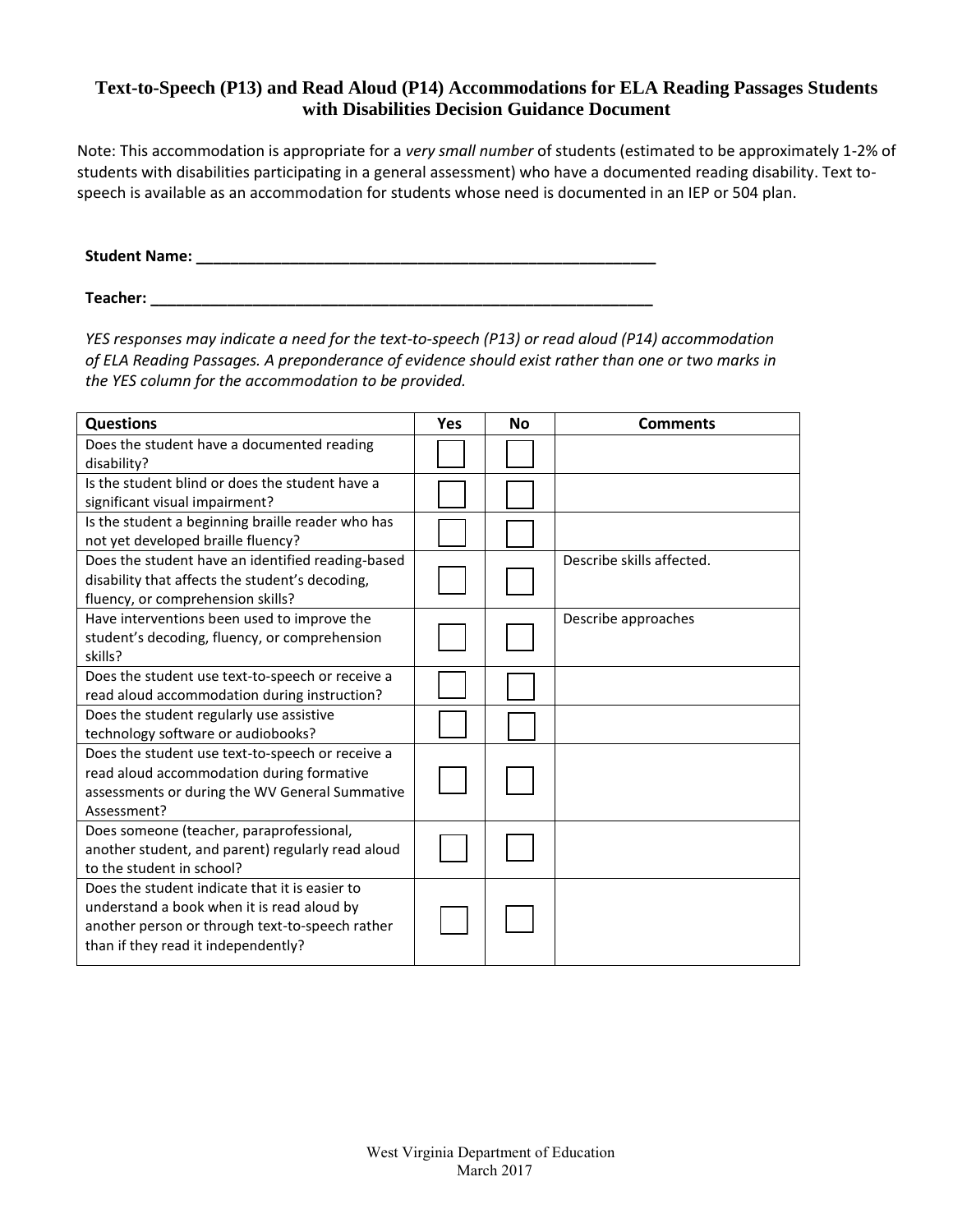## Text-to-Speech (P13) and Read Aloud (P14) Accommodations for ELA Reading Passages Students with Disabilities Decision Guidance Document

Note: This accommodation is appropriate for a *very small number* of students (estimated to be approximately 1-2% of students with disabilities participating in a general assessment) who have a documented reading disability. Text to-speech is available as an accommodation for students whose need is documented in an IEP or 504 plan.

**Student Name: \_\_\_\_\_\_\_\_\_\_\_\_\_\_\_\_\_\_\_\_\_\_\_\_\_\_\_\_\_\_\_\_\_\_\_\_\_\_\_\_\_\_\_\_\_\_\_\_\_\_\_\_\_**

**Teacher: \_\_\_\_\_\_\_\_\_\_\_\_\_\_\_\_\_\_\_\_\_\_\_\_\_\_\_\_\_\_\_\_\_\_\_\_\_\_\_\_\_\_\_\_\_\_\_\_\_\_\_\_\_\_\_\_\_\_\_**

*YES responses may indicate a need for the text-to-speech (P13) or read aloud (P14) accommodation of ELA Reading Passages. A preponderance of evidence should exist rather than one or two marks in the YES column for the accommodation to be provided.*

| Questions | Yes | No | Comments |
|---|---|---|---|
| Does the student have a documented reading disability? | ☐ | ☐ | |
| Is the student blind or does the student have a significant visual impairment? | ☐ | ☐ | |
| Is the student a beginning braille reader who has not yet developed braille fluency? | ☐ | ☐ | |
| Does the student have an identified reading-based disability that affects the student's decoding, fluency, or comprehension skills? | ☐ | ☐ | Describe skills affected. |
| Have interventions been used to improve the student's decoding, fluency, or comprehension skills? | ☐ | ☐ | Describe approaches |
| Does the student use text-to-speech or receive a read aloud accommodation during instruction? | ☐ | ☐ | |
| Does the student regularly use assistive technology software or audiobooks? | ☐ | ☐ | |
| Does the student use text-to-speech or receive a read aloud accommodation during formative assessments or during the WV General Summative Assessment? | ☐ | ☐ | |
| Does someone (teacher, paraprofessional, another student, and parent) regularly read aloud to the student in school? | ☐ | ☐ | |
| Does the student indicate that it is easier to understand a book when it is read aloud by another person or through text-to-speech rather than if they read it independently? | ☐ | ☐ | |

West Virginia Department of Education
March 2017